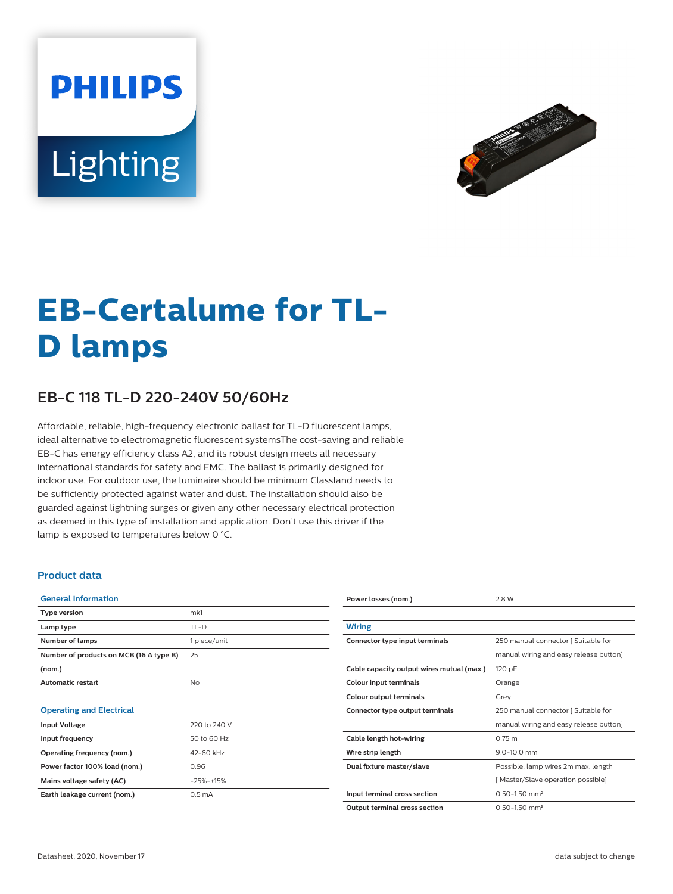# EB-Certalume for TL-D lamps

## EB-C 118 TL-D 220-240V 50/60Hz

Affordable, reliable, high-frequency electronic ballast for TL-D fluorescent lamps, ideal alternative to electromagnetic fluorescent systemsThe cost-saving and reliable EB-C has energy efficiency class A2, and its robust design meets all necessary international standards for safety and EMC. The ballast is primarily designed for indoor use. For outdoor use, the luminaire should be minimum ClassIand needs to be sufficiently protected against water and dust. The installation should also be guarded against lightning surges or given any other necessary electrical protection as deemed in this type of installation and application. Don't use this driver if the lamp is exposed to temperatures below 0 °C.

### Product data

| General Information | |
|---|---|
| Type version | mk1 |
| Lamp type | TL-D |
| Number of lamps | 1 piece/unit |
| Number of products on MCB (16 A type B) (nom.) | 25 |
| Automatic restart | No |

| Operating and Electrical | |
|---|---|
| Input Voltage | 220 to 240 V |
| Input frequency | 50 to 60 Hz |
| Operating frequency (nom.) | 42-60 kHz |
| Power factor 100% load (nom.) | 0.96 |
| Mains voltage safety (AC) | -25%-+15% |
| Earth leakage current (nom.) | 0.5 mA |
| Power losses (nom.) | 2.8 W |

| Wiring | |
|---|---|
| Connector type input terminals | 250 manual connector [ Suitable for manual wiring and easy release button] |
| Cable capacity output wires mutual (max.) | 120 pF |
| Colour input terminals | Orange |
| Colour output terminals | Grey |
| Connector type output terminals | 250 manual connector [ Suitable for manual wiring and easy release button] |
| Cable length hot-wiring | 0.75 m |
| Wire strip length | 9.0-10.0 mm |
| Dual fixture master/slave | Possible, lamp wires 2m max. length [ Master/Slave operation possible] |
| Input terminal cross section | 0.50-1.50 mm² |
| Output terminal cross section | 0.50-1.50 mm² |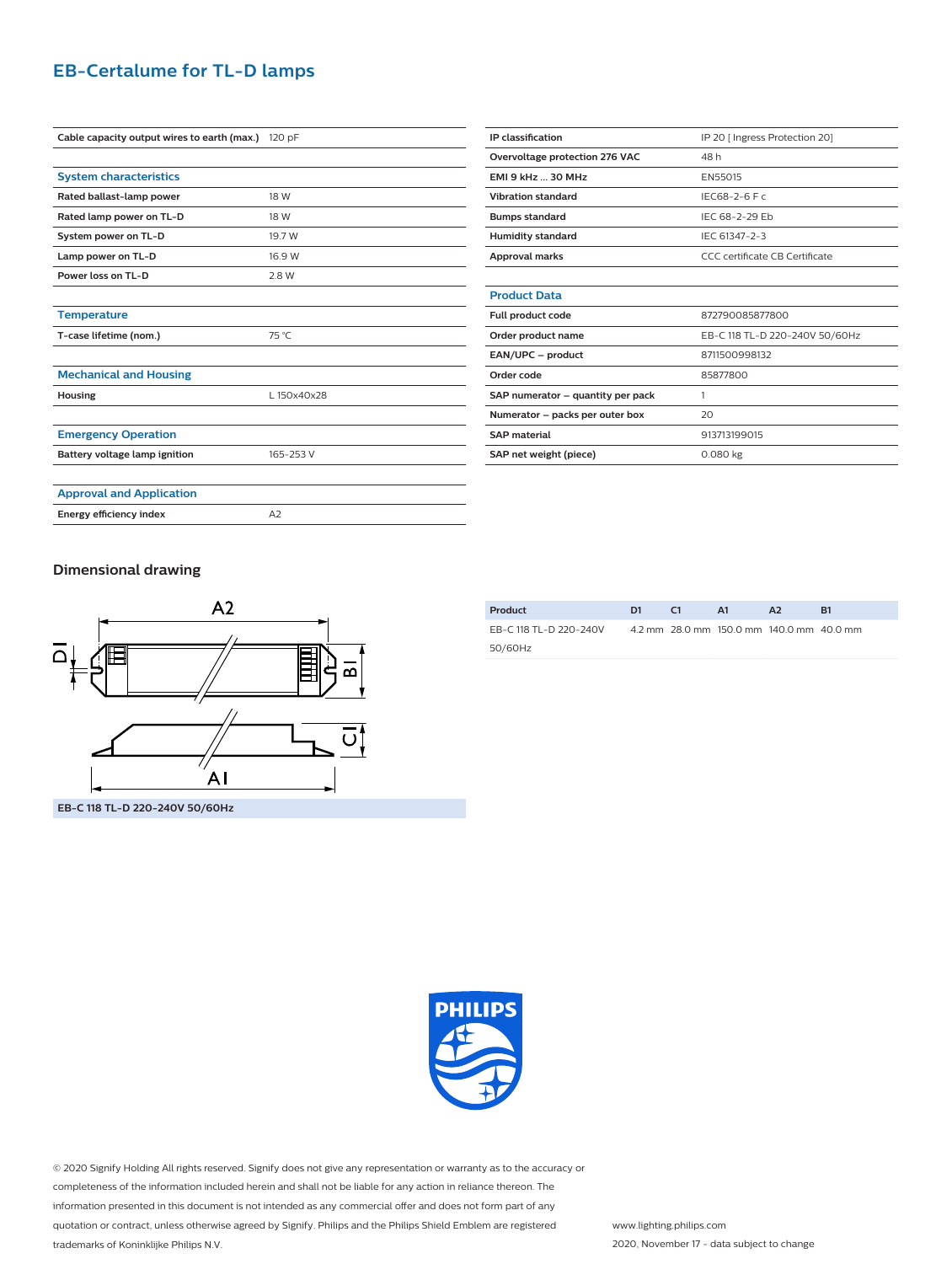## EB-Certalume for TL-D lamps

| | |
|---|---|
| Cable capacity output wires to earth (max.) | 120 pF |

### System characteristics

| | |
|---|---|
| Rated ballast-lamp power | 18 W |
| Rated lamp power on TL-D | 18 W |
| System power on TL-D | 19.7 W |
| Lamp power on TL-D | 16.9 W |
| Power loss on TL-D | 2.8 W |

### Temperature

| | |
|---|---|
| T-case lifetime (nom.) | 75 °C |

### Mechanical and Housing

| | |
|---|---|
| Housing | L 150x40x28 |

### Emergency Operation

| | |
|---|---|
| Battery voltage lamp ignition | 165-253 V |

### Approval and Application

| | |
|---|---|
| Energy efficiency index | A2 |
| IP classification | IP 20 [ Ingress Protection 20] |
| Overvoltage protection 276 VAC | 48 h |
| EMI 9 kHz ... 30 MHz | EN55015 |
| Vibration standard | IEC68-2-6 F c |
| Bumps standard | IEC 68-2-29 Eb |
| Humidity standard | IEC 61347-2-3 |
| Approval marks | CCC certificate CB Certificate |

### Product Data

| | |
|---|---|
| Full product code | 872790085877800 |
| Order product name | EB-C 118 TL-D 220-240V 50/60Hz |
| EAN/UPC – product | 8711500998132 |
| Order code | 85877800 |
| SAP numerator – quantity per pack | 1 |
| Numerator – packs per outer box | 20 |
| SAP material | 913713199015 |
| SAP net weight (piece) | 0.080 kg |

### Dimensional drawing

A2

D1

B1

C1

A1

EB-C 118 TL-D 220-240V 50/60Hz

| Product | D1 | C1 | A1 | A2 | B1 |
|---|---|---|---|---|---|
| EB-C 118 TL-D 220-240V 50/60Hz | 4.2 mm | 28.0 mm | 150.0 mm | 140.0 mm | 40.0 mm |

© 2020 Signify Holding All rights reserved. Signify does not give any representation or warranty as to the accuracy or completeness of the information included herein and shall not be liable for any action in reliance thereon. The information presented in this document is not intended as any commercial offer and does not form part of any quotation or contract, unless otherwise agreed by Signify. Philips and the Philips Shield Emblem are registered trademarks of Koninklijke Philips N.V.

www.lighting.philips.com

2020, November 17 - data subject to change